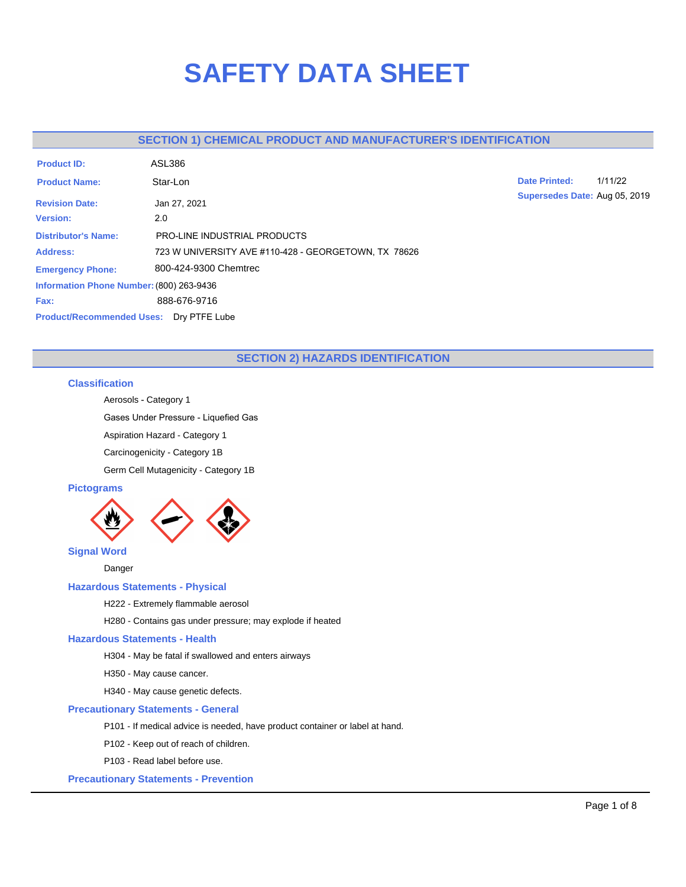# SAFETY DATA SHEET

## SECTION 1) CHEMICAL PRODUCT AND MANUFACTURER'S IDENTIFICATION

**Product ID:** ASL386

**Product Name:** Star-Lon

**Date Printed:** 1/11/22

**Supersedes Date:** Aug 05, 2019

**Revision Date:** Jan 27, 2021

**Version:** 2.0

**Distributor's Name:** PRO-LINE INDUSTRIAL PRODUCTS

**Address:** 723 W UNIVERSITY AVE #110-428 - GEORGETOWN, TX 78626

**Emergency Phone:** 800-424-9300 Chemtrec

**Information Phone Number:** (800) 263-9436

**Fax:** 888-676-9716

**Product/Recommended Uses:** Dry PTFE Lube

## SECTION 2) HAZARDS IDENTIFICATION

### Classification

Aerosols - Category 1

Gases Under Pressure - Liquefied Gas

Aspiration Hazard - Category 1

Carcinogenicity - Category 1B

Germ Cell Mutagenicity - Category 1B

### Pictograms

### Signal Word

Danger

### Hazardous Statements - Physical

H222 - Extremely flammable aerosol

H280 - Contains gas under pressure; may explode if heated

### Hazardous Statements - Health

H304 - May be fatal if swallowed and enters airways

H350 - May cause cancer.

H340 - May cause genetic defects.

### Precautionary Statements - General

P101 - If medical advice is needed, have product container or label at hand.

P102 - Keep out of reach of children.

P103 - Read label before use.

### Precautionary Statements - Prevention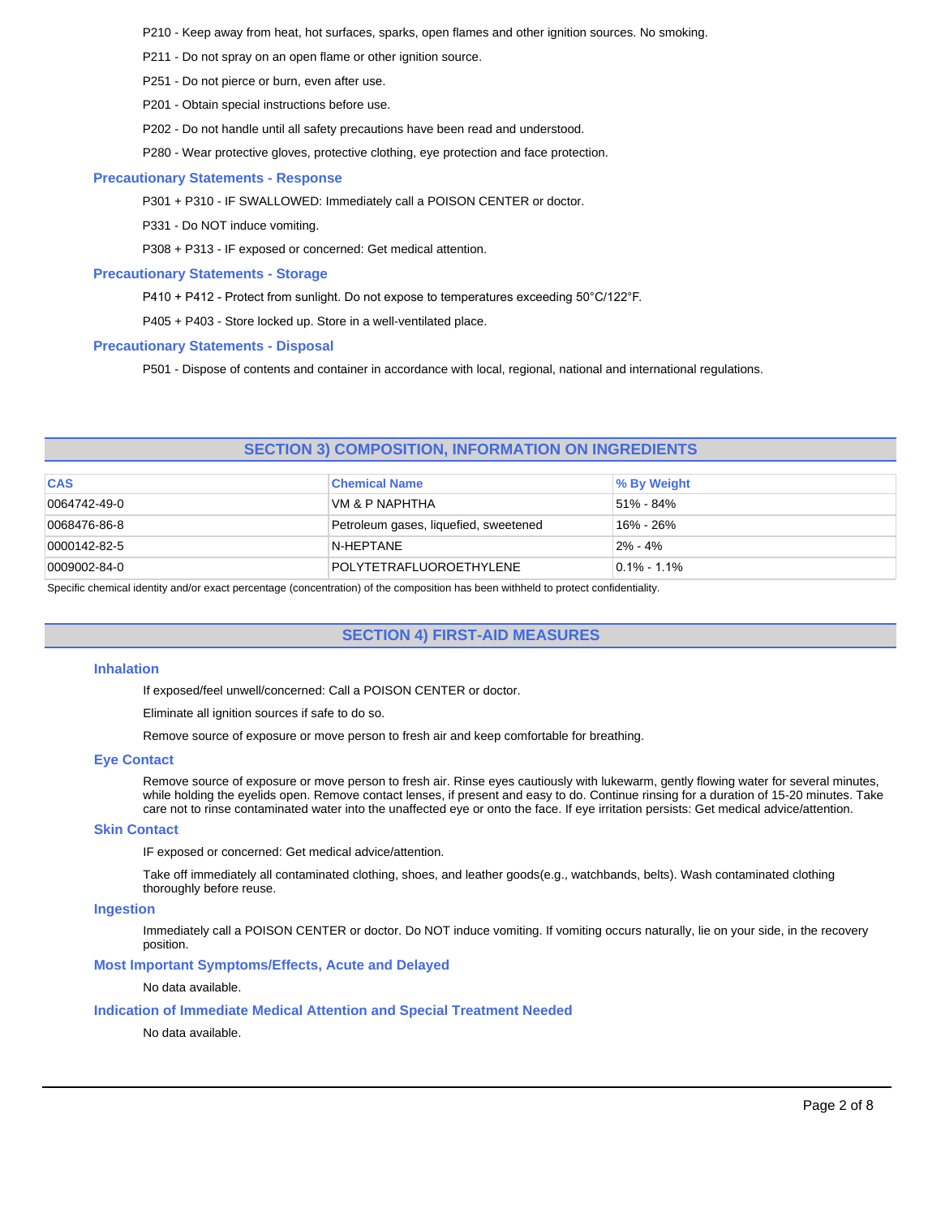P210 - Keep away from heat, hot surfaces, sparks, open flames and other ignition sources. No smoking.

P211 - Do not spray on an open flame or other ignition source.

P251 - Do not pierce or burn, even after use.

P201 - Obtain special instructions before use.

P202 - Do not handle until all safety precautions have been read and understood.

P280 - Wear protective gloves, protective clothing, eye protection and face protection.

### Precautionary Statements - Response

P301 + P310 - IF SWALLOWED: Immediately call a POISON CENTER or doctor.

P331 - Do NOT induce vomiting.

P308 + P313 - IF exposed or concerned: Get medical attention.

### Precautionary Statements - Storage

P410 + P412 - Protect from sunlight. Do not expose to temperatures exceeding 50°C/122°F.

P405 + P403 - Store locked up. Store in a well-ventilated place.

### Precautionary Statements - Disposal

P501 - Dispose of contents and container in accordance with local, regional, national and international regulations.

## SECTION 3) COMPOSITION, INFORMATION ON INGREDIENTS

| CAS | Chemical Name | % By Weight |
|---|---|---|
| 0064742-49-0 | VM & P NAPHTHA | 51% - 84% |
| 0068476-86-8 | Petroleum gases, liquefied, sweetened | 16% - 26% |
| 0000142-82-5 | N-HEPTANE | 2% - 4% |
| 0009002-84-0 | POLYTETRAFLUOROETHYLENE | 0.1% - 1.1% |

Specific chemical identity and/or exact percentage (concentration) of the composition has been withheld to protect confidentiality.

## SECTION 4) FIRST-AID MEASURES

### Inhalation

If exposed/feel unwell/concerned: Call a POISON CENTER or doctor.

Eliminate all ignition sources if safe to do so.

Remove source of exposure or move person to fresh air and keep comfortable for breathing.

### Eye Contact

Remove source of exposure or move person to fresh air. Rinse eyes cautiously with lukewarm, gently flowing water for several minutes, while holding the eyelids open. Remove contact lenses, if present and easy to do. Continue rinsing for a duration of 15-20 minutes. Take care not to rinse contaminated water into the unaffected eye or onto the face. If eye irritation persists: Get medical advice/attention.

### Skin Contact

IF exposed or concerned: Get medical advice/attention.

Take off immediately all contaminated clothing, shoes, and leather goods(e.g., watchbands, belts). Wash contaminated clothing thoroughly before reuse.

### Ingestion

Immediately call a POISON CENTER or doctor. Do NOT induce vomiting. If vomiting occurs naturally, lie on your side, in the recovery position.

### Most Important Symptoms/Effects, Acute and Delayed

No data available.

### Indication of Immediate Medical Attention and Special Treatment Needed

No data available.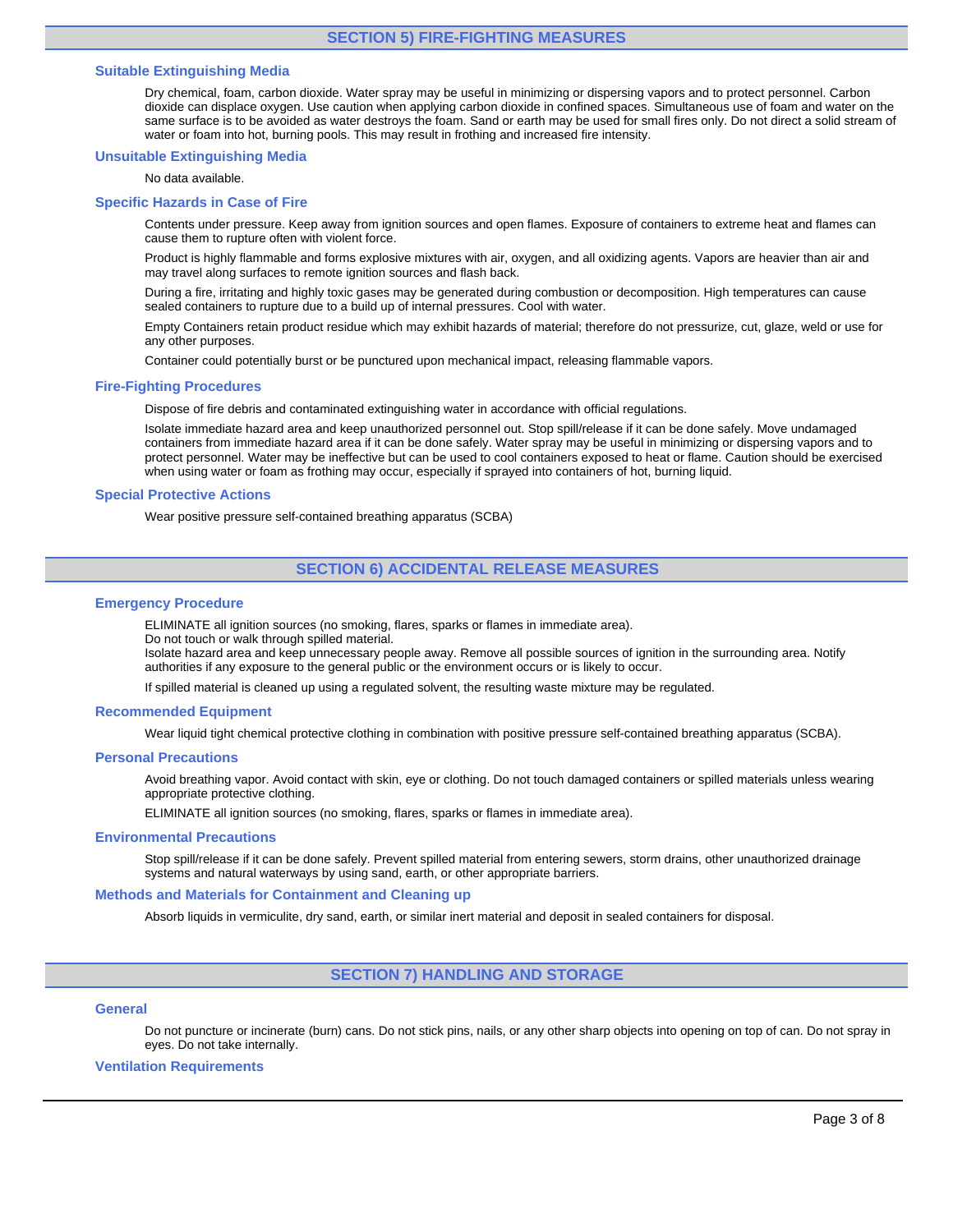## SECTION 5) FIRE-FIGHTING MEASURES

### Suitable Extinguishing Media

Dry chemical, foam, carbon dioxide. Water spray may be useful in minimizing or dispersing vapors and to protect personnel. Carbon dioxide can displace oxygen. Use caution when applying carbon dioxide in confined spaces. Simultaneous use of foam and water on the same surface is to be avoided as water destroys the foam. Sand or earth may be used for small fires only. Do not direct a solid stream of water or foam into hot, burning pools. This may result in frothing and increased fire intensity.

### Unsuitable Extinguishing Media

No data available.

### Specific Hazards in Case of Fire

Contents under pressure. Keep away from ignition sources and open flames. Exposure of containers to extreme heat and flames can cause them to rupture often with violent force.

Product is highly flammable and forms explosive mixtures with air, oxygen, and all oxidizing agents. Vapors are heavier than air and may travel along surfaces to remote ignition sources and flash back.

During a fire, irritating and highly toxic gases may be generated during combustion or decomposition. High temperatures can cause sealed containers to rupture due to a build up of internal pressures. Cool with water.

Empty Containers retain product residue which may exhibit hazards of material; therefore do not pressurize, cut, glaze, weld or use for any other purposes.

Container could potentially burst or be punctured upon mechanical impact, releasing flammable vapors.

### Fire-Fighting Procedures

Dispose of fire debris and contaminated extinguishing water in accordance with official regulations.

Isolate immediate hazard area and keep unauthorized personnel out. Stop spill/release if it can be done safely. Move undamaged containers from immediate hazard area if it can be done safely. Water spray may be useful in minimizing or dispersing vapors and to protect personnel. Water may be ineffective but can be used to cool containers exposed to heat or flame. Caution should be exercised when using water or foam as frothing may occur, especially if sprayed into containers of hot, burning liquid.

### Special Protective Actions

Wear positive pressure self-contained breathing apparatus (SCBA)

## SECTION 6) ACCIDENTAL RELEASE MEASURES

### Emergency Procedure

ELIMINATE all ignition sources (no smoking, flares, sparks or flames in immediate area).
Do not touch or walk through spilled material.
Isolate hazard area and keep unnecessary people away. Remove all possible sources of ignition in the surrounding area. Notify authorities if any exposure to the general public or the environment occurs or is likely to occur.

If spilled material is cleaned up using a regulated solvent, the resulting waste mixture may be regulated.

### Recommended Equipment

Wear liquid tight chemical protective clothing in combination with positive pressure self-contained breathing apparatus (SCBA).

### Personal Precautions

Avoid breathing vapor. Avoid contact with skin, eye or clothing. Do not touch damaged containers or spilled materials unless wearing appropriate protective clothing.

ELIMINATE all ignition sources (no smoking, flares, sparks or flames in immediate area).

### Environmental Precautions

Stop spill/release if it can be done safely. Prevent spilled material from entering sewers, storm drains, other unauthorized drainage systems and natural waterways by using sand, earth, or other appropriate barriers.

### Methods and Materials for Containment and Cleaning up

Absorb liquids in vermiculite, dry sand, earth, or similar inert material and deposit in sealed containers for disposal.

## SECTION 7) HANDLING AND STORAGE

### General

Do not puncture or incinerate (burn) cans. Do not stick pins, nails, or any other sharp objects into opening on top of can. Do not spray in eyes. Do not take internally.

### Ventilation Requirements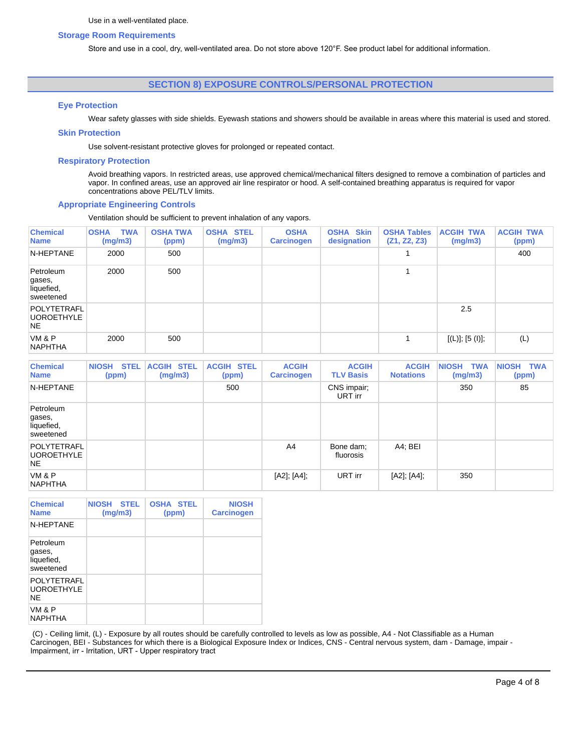Use in a well-ventilated place.

### Storage Room Requirements

Store and use in a cool, dry, well-ventilated area. Do not store above 120°F. See product label for additional information.

## SECTION 8) EXPOSURE CONTROLS/PERSONAL PROTECTION

### Eye Protection

Wear safety glasses with side shields. Eyewash stations and showers should be available in areas where this material is used and stored.

### Skin Protection

Use solvent-resistant protective gloves for prolonged or repeated contact.

### Respiratory Protection

Avoid breathing vapors. In restricted areas, use approved chemical/mechanical filters designed to remove a combination of particles and vapor. In confined areas, use an approved air line respirator or hood. A self-contained breathing apparatus is required for vapor concentrations above PEL/TLV limits.

### Appropriate Engineering Controls

Ventilation should be sufficient to prevent inhalation of any vapors.

| Chemical Name | OSHA TWA (mg/m3) | OSHA TWA (ppm) | OSHA STEL (mg/m3) | OSHA Carcinogen | OSHA Skin designation | OSHA Tables (Z1, Z2, Z3) | ACGIH TWA (mg/m3) | ACGIH TWA (ppm) |
|---|---|---|---|---|---|---|---|---|
| N-HEPTANE | 2000 | 500 | | | | 1 | | 400 |
| Petroleum gases, liquefied, sweetened | 2000 | 500 | | | | 1 | | |
| POLYTETRAFLUOROETHYLENE | | | | | | | 2.5 | |
| VM & P NAPHTHA | 2000 | 500 | | | | 1 | [(L)]; [5 (I)]; | (L) |

| Chemical Name | NIOSH STEL (ppm) | ACGIH STEL (mg/m3) | ACGIH STEL (ppm) | ACGIH Carcinogen | ACGIH TLV Basis | ACGIH Notations | NIOSH TWA (mg/m3) | NIOSH TWA (ppm) |
|---|---|---|---|---|---|---|---|---|
| N-HEPTANE | | | 500 | | CNS impair; URT irr | | 350 | 85 |
| Petroleum gases, liquefied, sweetened | | | | | | | | |
| POLYTETRAFLUOROETHYLENE | | | | A4 | Bone dam; fluorosis | A4; BEI | | |
| VM & P NAPHTHA | | | | [A2]; [A4]; | URT irr | [A2]; [A4]; | 350 | |

| Chemical Name | NIOSH STEL (mg/m3) | OSHA STEL (ppm) | NIOSH Carcinogen |
|---|---|---|---|
| N-HEPTANE | | | |
| Petroleum gases, liquefied, sweetened | | | |
| POLYTETRAFLUOROETHYLENE | | | |
| VM & P NAPHTHA | | | |

(C) - Ceiling limit, (L) - Exposure by all routes should be carefully controlled to levels as low as possible, A4 - Not Classifiable as a Human Carcinogen, BEI - Substances for which there is a Biological Exposure Index or Indices, CNS - Central nervous system, dam - Damage, impair - Impairment, irr - Irritation, URT - Upper respiratory tract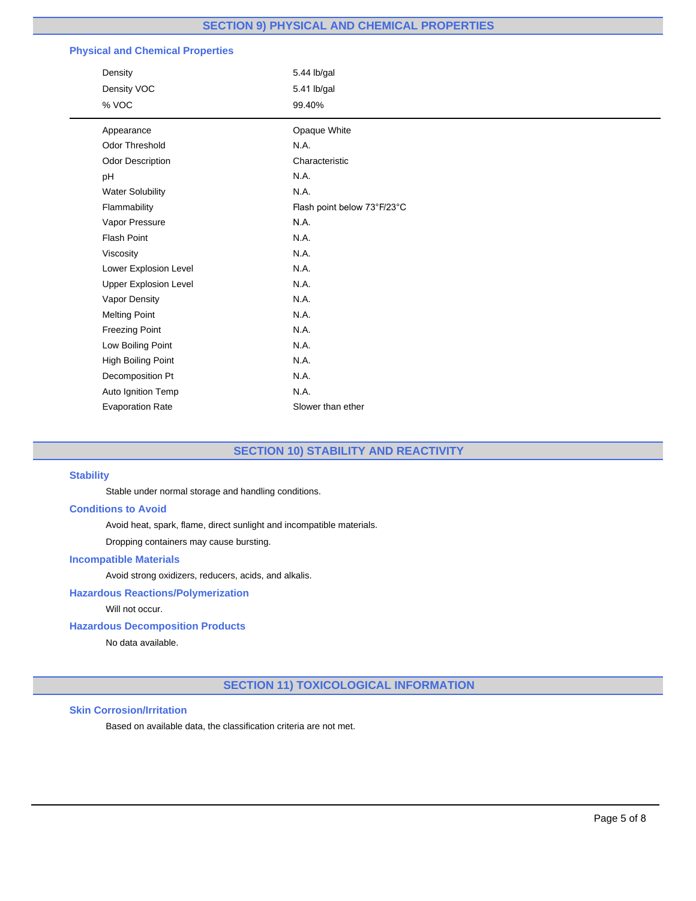## SECTION 9) PHYSICAL AND CHEMICAL PROPERTIES

### Physical and Chemical Properties

| | |
|---|---|
| Density | 5.44 lb/gal |
| Density VOC | 5.41 lb/gal |
| % VOC | 99.40% |

| | |
|---|---|
| Appearance | Opaque White |
| Odor Threshold | N.A. |
| Odor Description | Characteristic |
| pH | N.A. |
| Water Solubility | N.A. |
| Flammability | Flash point below 73°F/23°C |
| Vapor Pressure | N.A. |
| Flash Point | N.A. |
| Viscosity | N.A. |
| Lower Explosion Level | N.A. |
| Upper Explosion Level | N.A. |
| Vapor Density | N.A. |
| Melting Point | N.A. |
| Freezing Point | N.A. |
| Low Boiling Point | N.A. |
| High Boiling Point | N.A. |
| Decomposition Pt | N.A. |
| Auto Ignition Temp | N.A. |
| Evaporation Rate | Slower than ether |

## SECTION 10) STABILITY AND REACTIVITY

### Stability

Stable under normal storage and handling conditions.

### Conditions to Avoid

Avoid heat, spark, flame, direct sunlight and incompatible materials.

Dropping containers may cause bursting.

### Incompatible Materials

Avoid strong oxidizers, reducers, acids, and alkalis.

### Hazardous Reactions/Polymerization

Will not occur.

### Hazardous Decomposition Products

No data available.

## SECTION 11) TOXICOLOGICAL INFORMATION

### Skin Corrosion/Irritation

Based on available data, the classification criteria are not met.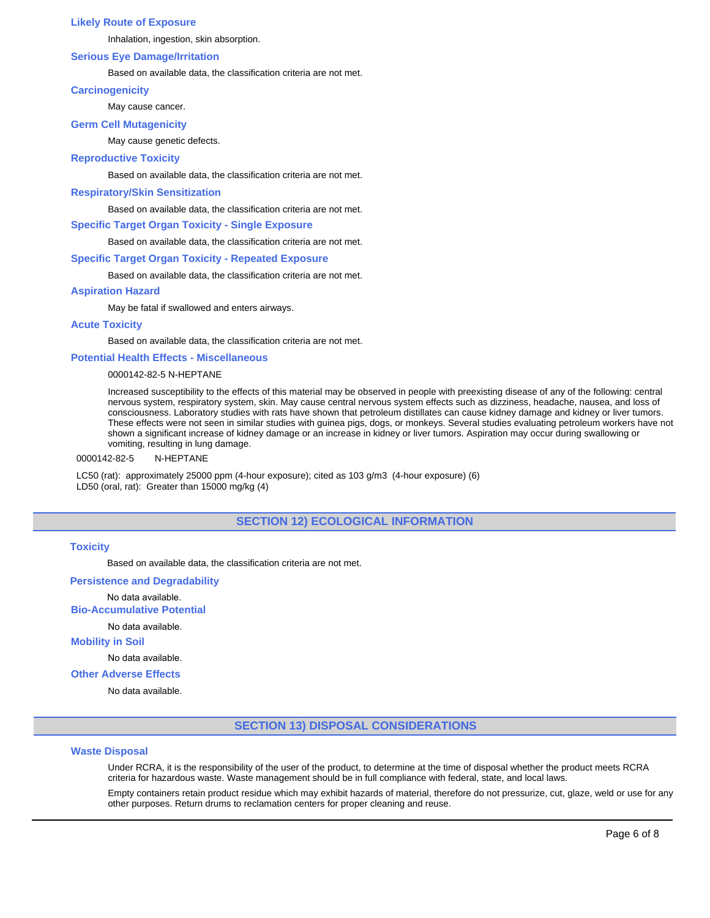### Likely Route of Exposure

Inhalation, ingestion, skin absorption.

### Serious Eye Damage/Irritation

Based on available data, the classification criteria are not met.

### Carcinogenicity

May cause cancer.

### Germ Cell Mutagenicity

May cause genetic defects.

### Reproductive Toxicity

Based on available data, the classification criteria are not met.

### Respiratory/Skin Sensitization

Based on available data, the classification criteria are not met.

### Specific Target Organ Toxicity - Single Exposure

Based on available data, the classification criteria are not met.

### Specific Target Organ Toxicity - Repeated Exposure

Based on available data, the classification criteria are not met.

### Aspiration Hazard

May be fatal if swallowed and enters airways.

### Acute Toxicity

Based on available data, the classification criteria are not met.

### Potential Health Effects - Miscellaneous

0000142-82-5 N-HEPTANE

Increased susceptibility to the effects of this material may be observed in people with preexisting disease of any of the following: central nervous system, respiratory system, skin. May cause central nervous system effects such as dizziness, headache, nausea, and loss of consciousness. Laboratory studies with rats have shown that petroleum distillates can cause kidney damage and kidney or liver tumors. These effects were not seen in similar studies with guinea pigs, dogs, or monkeys. Several studies evaluating petroleum workers have not shown a significant increase of kidney damage or an increase in kidney or liver tumors. Aspiration may occur during swallowing or vomiting, resulting in lung damage.

0000142-82-5 N-HEPTANE

LC50 (rat): approximately 25000 ppm (4-hour exposure); cited as 103 g/m3 (4-hour exposure) (6)
LD50 (oral, rat): Greater than 15000 mg/kg (4)

## SECTION 12) ECOLOGICAL INFORMATION

### Toxicity

Based on available data, the classification criteria are not met.

### Persistence and Degradability

No data available.

### Bio-Accumulative Potential

No data available.

### Mobility in Soil

No data available.

### Other Adverse Effects

No data available.

## SECTION 13) DISPOSAL CONSIDERATIONS

### Waste Disposal

Under RCRA, it is the responsibility of the user of the product, to determine at the time of disposal whether the product meets RCRA criteria for hazardous waste. Waste management should be in full compliance with federal, state, and local laws.

Empty containers retain product residue which may exhibit hazards of material, therefore do not pressurize, cut, glaze, weld or use for any other purposes. Return drums to reclamation centers for proper cleaning and reuse.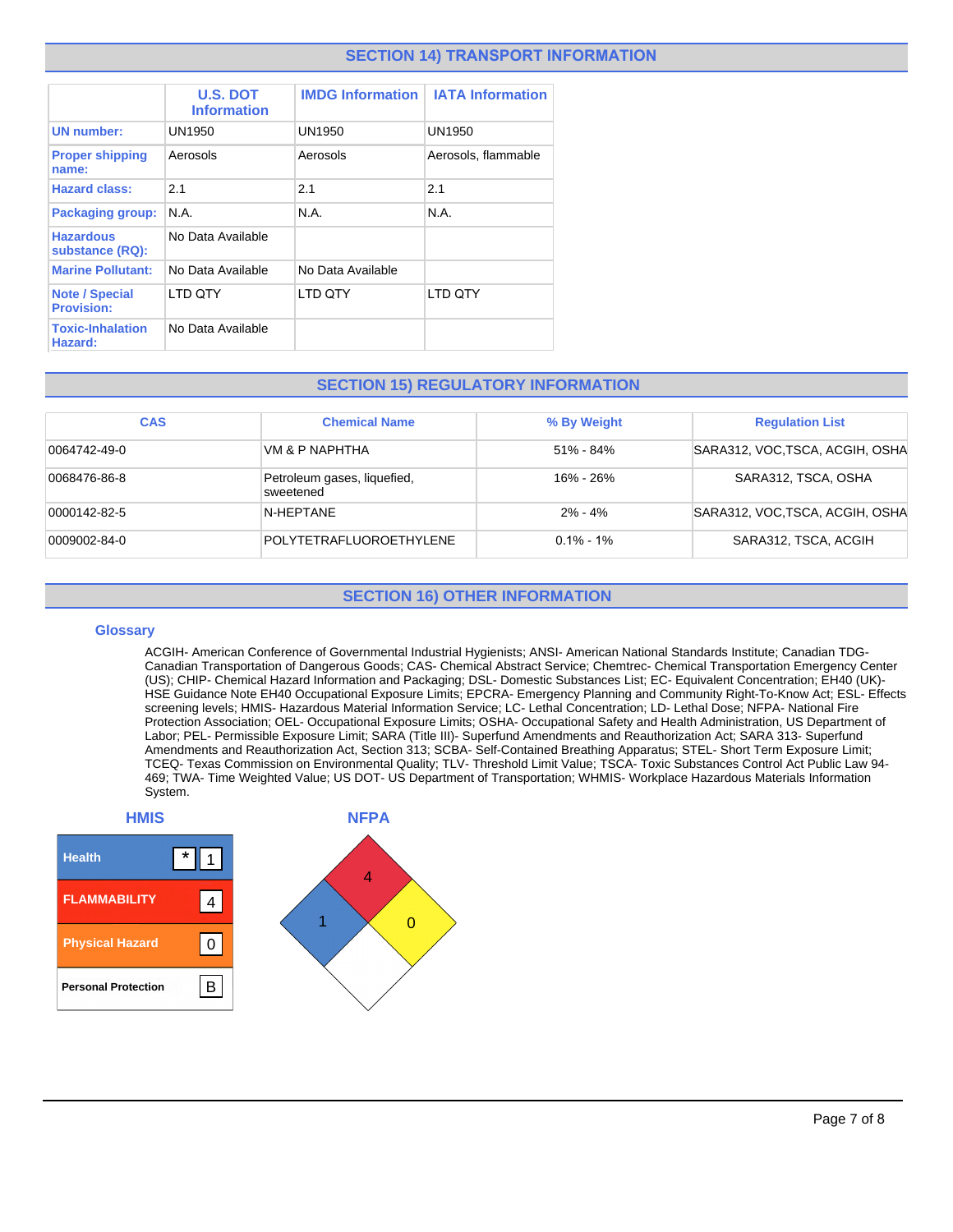## SECTION 14) TRANSPORT INFORMATION

| | U.S. DOT Information | IMDG Information | IATA Information |
|---|---|---|---|
| **UN number:** | UN1950 | UN1950 | UN1950 |
| **Proper shipping name:** | Aerosols | Aerosols | Aerosols, flammable |
| **Hazard class:** | 2.1 | 2.1 | 2.1 |
| **Packaging group:** | N.A. | N.A. | N.A. |
| **Hazardous substance (RQ):** | No Data Available | | |
| **Marine Pollutant:** | No Data Available | No Data Available | |
| **Note / Special Provision:** | LTD QTY | LTD QTY | LTD QTY |
| **Toxic-Inhalation Hazard:** | No Data Available | | |

## SECTION 15) REGULATORY INFORMATION

| CAS | Chemical Name | % By Weight | Regulation List |
|---|---|---|---|
| 0064742-49-0 | VM & P NAPHTHA | 51% - 84% | SARA312, VOC,TSCA, ACGIH, OSHA |
| 0068476-86-8 | Petroleum gases, liquefied, sweetened | 16% - 26% | SARA312, TSCA, OSHA |
| 0000142-82-5 | N-HEPTANE | 2% - 4% | SARA312, VOC,TSCA, ACGIH, OSHA |
| 0009002-84-0 | POLYTETRAFLUOROETHYLENE | 0.1% - 1% | SARA312, TSCA, ACGIH |

## SECTION 16) OTHER INFORMATION

### Glossary

ACGIH- American Conference of Governmental Industrial Hygienists; ANSI- American National Standards Institute; Canadian TDG- Canadian Transportation of Dangerous Goods; CAS- Chemical Abstract Service; Chemtrec- Chemical Transportation Emergency Center (US); CHIP- Chemical Hazard Information and Packaging; DSL- Domestic Substances List; EC- Equivalent Concentration; EH40 (UK)- HSE Guidance Note EH40 Occupational Exposure Limits; EPCRA- Emergency Planning and Community Right-To-Know Act; ESL- Effects screening levels; HMIS- Hazardous Material Information Service; LC- Lethal Concentration; LD- Lethal Dose; NFPA- National Fire Protection Association; OEL- Occupational Exposure Limits; OSHA- Occupational Safety and Health Administration, US Department of Labor; PEL- Permissible Exposure Limit; SARA (Title III)- Superfund Amendments and Reauthorization Act; SARA 313- Superfund Amendments and Reauthorization Act, Section 313; SCBA- Self-Contained Breathing Apparatus; STEL- Short Term Exposure Limit; TCEQ- Texas Commission on Environmental Quality; TLV- Threshold Limit Value; TSCA- Toxic Substances Control Act Public Law 94-469; TWA- Time Weighted Value; US DOT- US Department of Transportation; WHMIS- Workplace Hazardous Materials Information System.

### HMIS

| | |
|---|---|
| Health | * 1 |
| FLAMMABILITY | 4 |
| Physical Hazard | 0 |
| Personal Protection | B |

### NFPA

| | |
|---|---|
| Flammability (red) | 4 |
| Health (blue) | 1 |
| Instability (yellow) | 0 |
| Special (white) | |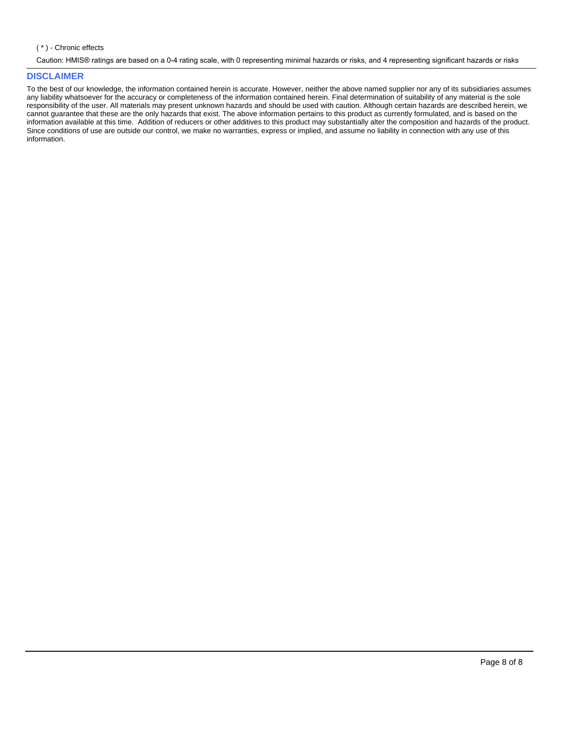( * ) - Chronic effects

Caution: HMIS® ratings are based on a 0-4 rating scale, with 0 representing minimal hazards or risks, and 4 representing significant hazards or risks

## DISCLAIMER

To the best of our knowledge, the information contained herein is accurate. However, neither the above named supplier nor any of its subsidiaries assumes any liability whatsoever for the accuracy or completeness of the information contained herein. Final determination of suitability of any material is the sole responsibility of the user. All materials may present unknown hazards and should be used with caution. Although certain hazards are described herein, we cannot guarantee that these are the only hazards that exist. The above information pertains to this product as currently formulated, and is based on the information available at this time. Addition of reducers or other additives to this product may substantially alter the composition and hazards of the product. Since conditions of use are outside our control, we make no warranties, express or implied, and assume no liability in connection with any use of this information.